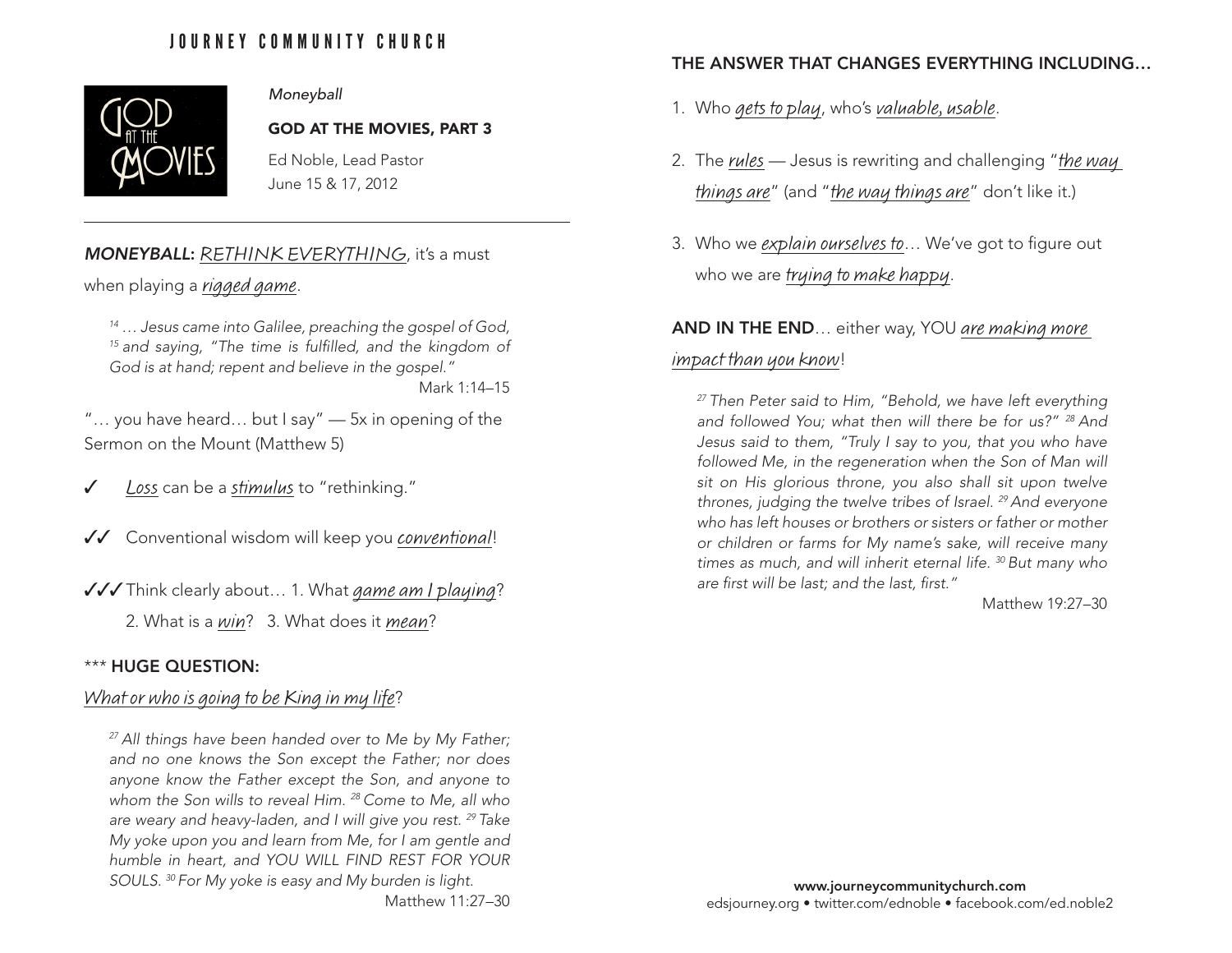JOURNEY COMMUNITY CHURCH

*Moneyball*

**GOD AT THE MOVIES, PART 3**

Ed Noble, Lead Pastor
June 15 & 17, 2012

---

***MONEYBALL:*** *RETHINK EVERYTHING*, it's a must when playing a *rigged game*.

> *[14] … Jesus came into Galilee, preaching the gospel of God, [15] and saying, "The time is fulfilled, and the kingdom of God is at hand; repent and believe in the gospel."*
>
> Mark 1:14–15

"… you have heard… but I say" — 5x in opening of the Sermon on the Mount (Matthew 5)

✓ *Loss* can be a *stimulus* to "rethinking."

✓✓ Conventional wisdom will keep you *conventional*!

✓✓✓ Think clearly about… 1. What *game am I playing*?
2. What is a *win*? 3. What does it *mean*?

*** **HUGE QUESTION:**

*What or who is going to be King in my life*?

> *[27] All things have been handed over to Me by My Father; and no one knows the Son except the Father; nor does anyone know the Father except the Son, and anyone to whom the Son wills to reveal Him. [28] Come to Me, all who are weary and heavy-laden, and I will give you rest. [29] Take My yoke upon you and learn from Me, for I am gentle and humble in heart, and YOU WILL FIND REST FOR YOUR SOULS. [30] For My yoke is easy and My burden is light.*
>
> Matthew 11:27–30

**THE ANSWER THAT CHANGES EVERYTHING INCLUDING…**

1. Who *gets to play*, who's *valuable, usable*.
2. The *rules* — Jesus is rewriting and challenging "*the way things are*" (and "*the way things are*" don't like it.)
3. Who we *explain ourselves to*… We've got to figure out who we are *trying to make happy*.

**AND IN THE END**… either way, YOU *are making more impact than you know*!

> *[27] Then Peter said to Him, "Behold, we have left everything and followed You; what then will there be for us?" [28] And Jesus said to them, "Truly I say to you, that you who have followed Me, in the regeneration when the Son of Man will sit on His glorious throne, you also shall sit upon twelve thrones, judging the twelve tribes of Israel. [29] And everyone who has left houses or brothers or sisters or father or mother or children or farms for My name's sake, will receive many times as much, and will inherit eternal life. [30] But many who are first will be last; and the last, first."*
>
> Matthew 19:27–30

**www.journeycommunitychurch.com**
edsjourney.org • twitter.com/ednoble • facebook.com/ed.noble2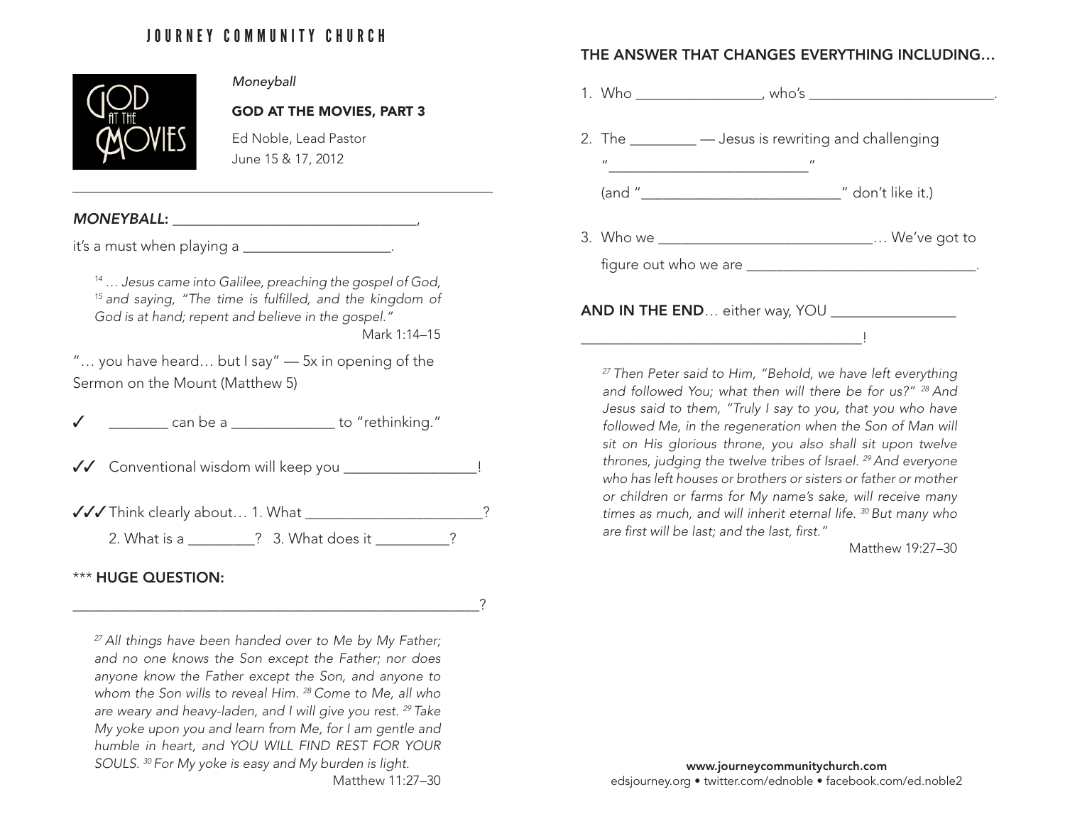JOURNEY COMMUNITY CHURCH

*Moneyball*

**GOD AT THE MOVIES, PART 3**

Ed Noble, Lead Pastor
June 15 & 17, 2012

---

***MONEYBALL:*** ________________________________,

it's a must when playing a ___________________.

> *[14] … Jesus came into Galilee, preaching the gospel of God, [15] and saying, "The time is fulfilled, and the kingdom of God is at hand; repent and believe in the gospel."*
>
> Mark 1:14–15

"… you have heard… but I say" — 5x in opening of the Sermon on the Mount (Matthew 5)

✓ ________ can be a _____________ to "rethinking."

✓✓ Conventional wisdom will keep you _________________!

✓✓✓ Think clearly about… 1. What _______________________?
2. What is a _________? 3. What does it __________?

\*** **HUGE QUESTION:**

______________________________________________________?

> *[27] All things have been handed over to Me by My Father; and no one knows the Son except the Father; nor does anyone know the Father except the Son, and anyone to whom the Son wills to reveal Him. [28] Come to Me, all who are weary and heavy-laden, and I will give you rest. [29] Take My yoke upon you and learn from Me, for I am gentle and humble in heart, and YOU WILL FIND REST FOR YOUR SOULS. [30] For My yoke is easy and My burden is light.*
>
> Matthew 11:27–30

**THE ANSWER THAT CHANGES EVERYTHING INCLUDING…**

1. Who ________________, who's ________________________.

2. The _________ — Jesus is rewriting and challenging "__________________________"
(and "__________________________" don't like it.)

3. Who we ____________________________… We've got to figure out who we are ______________________________.

**AND IN THE END**… either way, YOU ________________
_____________________________________!

> *[27] Then Peter said to Him, "Behold, we have left everything and followed You; what then will there be for us?" [28] And Jesus said to them, "Truly I say to you, that you who have followed Me, in the regeneration when the Son of Man will sit on His glorious throne, you also shall sit upon twelve thrones, judging the twelve tribes of Israel. [29] And everyone who has left houses or brothers or sisters or father or mother or children or farms for My name's sake, will receive many times as much, and will inherit eternal life. [30] But many who are first will be last; and the last, first."*
>
> Matthew 19:27–30

**www.journeycommunitychurch.com**
edsjourney.org • twitter.com/ednoble • facebook.com/ed.noble2